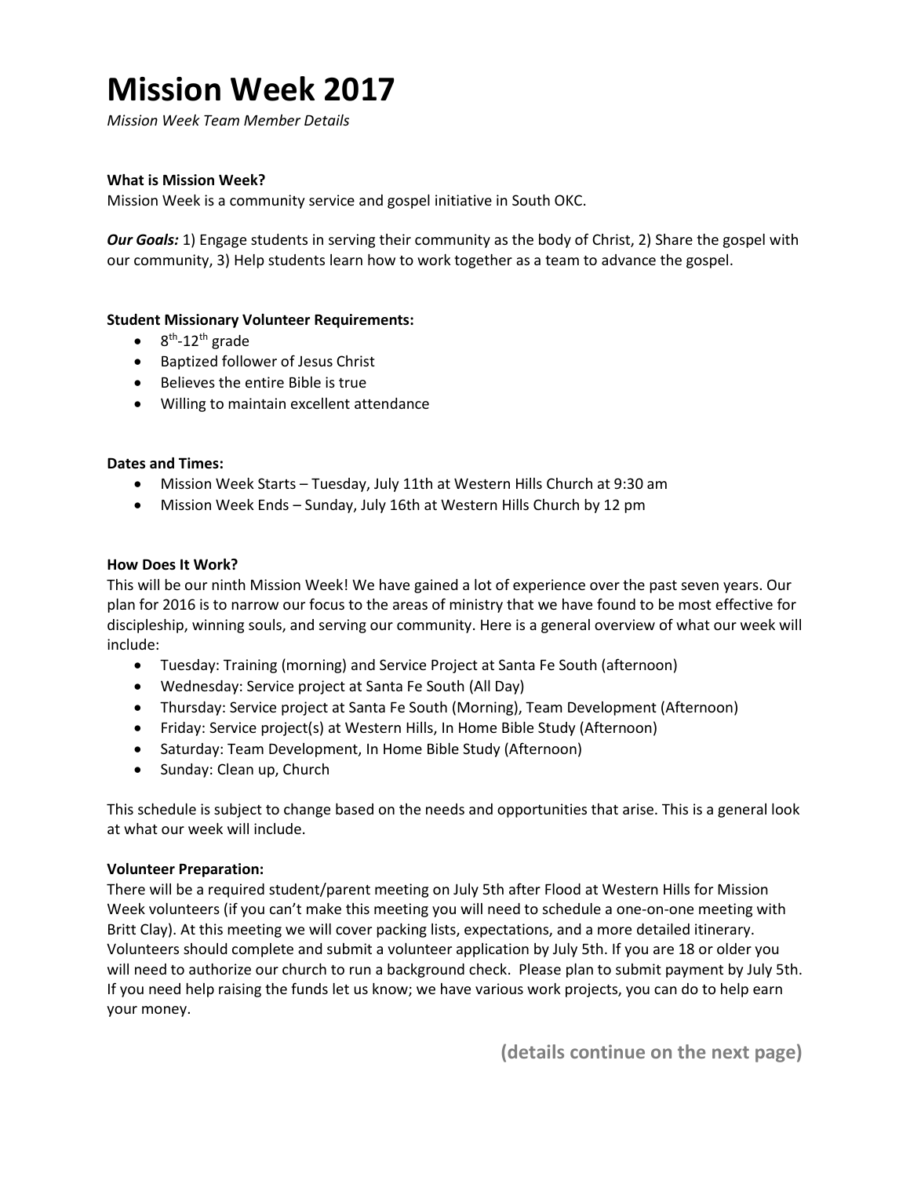# Mission Week 2017

*Mission Week Team Member Details*

**What is Mission Week?**

Mission Week is a community service and gospel initiative in South OKC.

***Our Goals:*** 1) Engage students in serving their community as the body of Christ, 2) Share the gospel with our community, 3) Help students learn how to work together as a team to advance the gospel.

**Student Missionary Volunteer Requirements:**

- 8th-12th grade
- Baptized follower of Jesus Christ
- Believes the entire Bible is true
- Willing to maintain excellent attendance

**Dates and Times:**

- Mission Week Starts – Tuesday, July 11th at Western Hills Church at 9:30 am
- Mission Week Ends – Sunday, July 16th at Western Hills Church by 12 pm

**How Does It Work?**

This will be our ninth Mission Week! We have gained a lot of experience over the past seven years. Our plan for 2016 is to narrow our focus to the areas of ministry that we have found to be most effective for discipleship, winning souls, and serving our community. Here is a general overview of what our week will include:

- Tuesday: Training (morning) and Service Project at Santa Fe South (afternoon)
- Wednesday: Service project at Santa Fe South (All Day)
- Thursday: Service project at Santa Fe South (Morning), Team Development (Afternoon)
- Friday: Service project(s) at Western Hills, In Home Bible Study (Afternoon)
- Saturday: Team Development, In Home Bible Study (Afternoon)
- Sunday: Clean up, Church

This schedule is subject to change based on the needs and opportunities that arise. This is a general look at what our week will include.

**Volunteer Preparation:**

There will be a required student/parent meeting on July 5th after Flood at Western Hills for Mission Week volunteers (if you can't make this meeting you will need to schedule a one-on-one meeting with Britt Clay). At this meeting we will cover packing lists, expectations, and a more detailed itinerary. Volunteers should complete and submit a volunteer application by July 5th. If you are 18 or older you will need to authorize our church to run a background check. Please plan to submit payment by July 5th. If you need help raising the funds let us know; we have various work projects, you can do to help earn your money.

**(details continue on the next page)**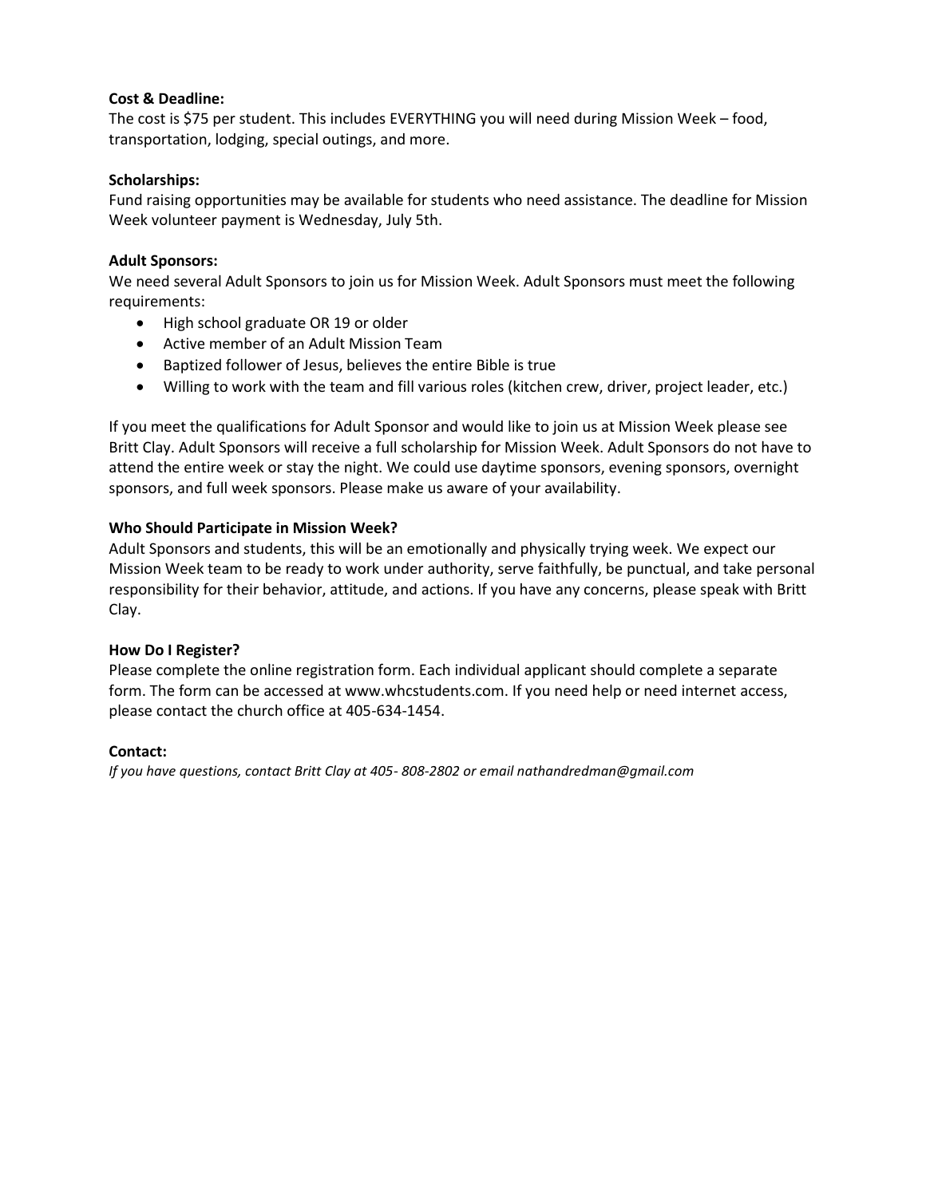**Cost & Deadline:**
The cost is $75 per student. This includes EVERYTHING you will need during Mission Week – food, transportation, lodging, special outings, and more.

**Scholarships:**
Fund raising opportunities may be available for students who need assistance. The deadline for Mission Week volunteer payment is Wednesday, July 5th.

**Adult Sponsors:**
We need several Adult Sponsors to join us for Mission Week. Adult Sponsors must meet the following requirements:

- High school graduate OR 19 or older
- Active member of an Adult Mission Team
- Baptized follower of Jesus, believes the entire Bible is true
- Willing to work with the team and fill various roles (kitchen crew, driver, project leader, etc.)

If you meet the qualifications for Adult Sponsor and would like to join us at Mission Week please see Britt Clay. Adult Sponsors will receive a full scholarship for Mission Week. Adult Sponsors do not have to attend the entire week or stay the night. We could use daytime sponsors, evening sponsors, overnight sponsors, and full week sponsors. Please make us aware of your availability.

**Who Should Participate in Mission Week?**
Adult Sponsors and students, this will be an emotionally and physically trying week. We expect our Mission Week team to be ready to work under authority, serve faithfully, be punctual, and take personal responsibility for their behavior, attitude, and actions. If you have any concerns, please speak with Britt Clay.

**How Do I Register?**
Please complete the online registration form. Each individual applicant should complete a separate form. The form can be accessed at www.whcstudents.com. If you need help or need internet access, please contact the church office at 405-634-1454.

**Contact:**
*If you have questions, contact Britt Clay at 405- 808-2802 or email nathandredman@gmail.com*